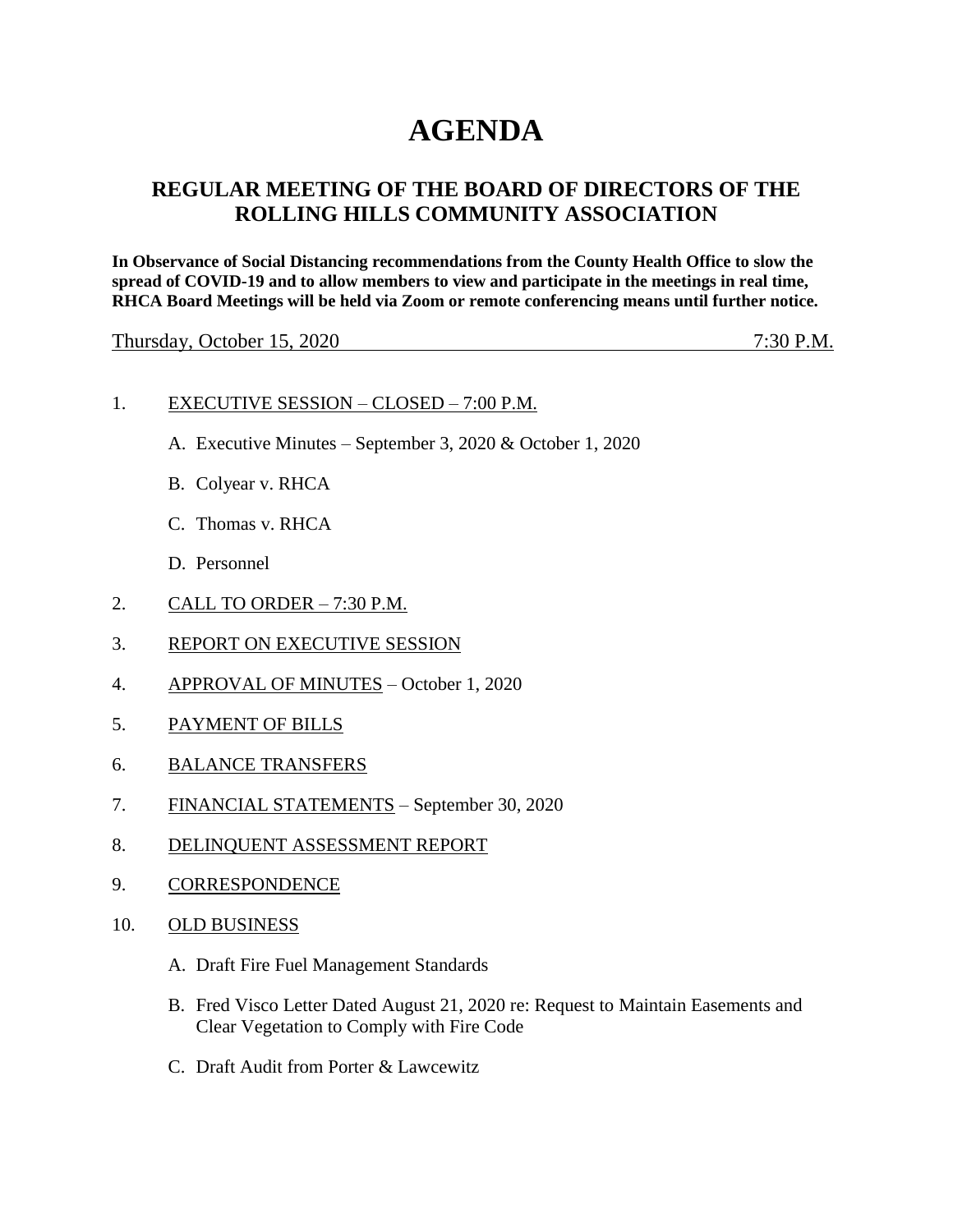# AGENDA

## REGULAR MEETING OF THE BOARD OF DIRECTORS OF THE ROLLING HILLS COMMUNITY ASSOCIATION

**In Observance of Social Distancing recommendations from the County Health Office to slow the spread of COVID-19 and to allow members to view and participate in the meetings in real time, RHCA Board Meetings will be held via Zoom or remote conferencing means until further notice.**

Thursday, October 15, 2020 7:30 P.M.

1. EXECUTIVE SESSION – CLOSED – 7:00 P.M.

   A. Executive Minutes – September 3, 2020 & October 1, 2020

   B. Colyear v. RHCA

   C. Thomas v. RHCA

   D. Personnel

2. CALL TO ORDER – 7:30 P.M.

3. REPORT ON EXECUTIVE SESSION

4. APPROVAL OF MINUTES – October 1, 2020

5. PAYMENT OF BILLS

6. BALANCE TRANSFERS

7. FINANCIAL STATEMENTS – September 30, 2020

8. DELINQUENT ASSESSMENT REPORT

9. CORRESPONDENCE

10. OLD BUSINESS

    A. Draft Fire Fuel Management Standards

    B. Fred Visco Letter Dated August 21, 2020 re: Request to Maintain Easements and Clear Vegetation to Comply with Fire Code

    C. Draft Audit from Porter & Lawcewitz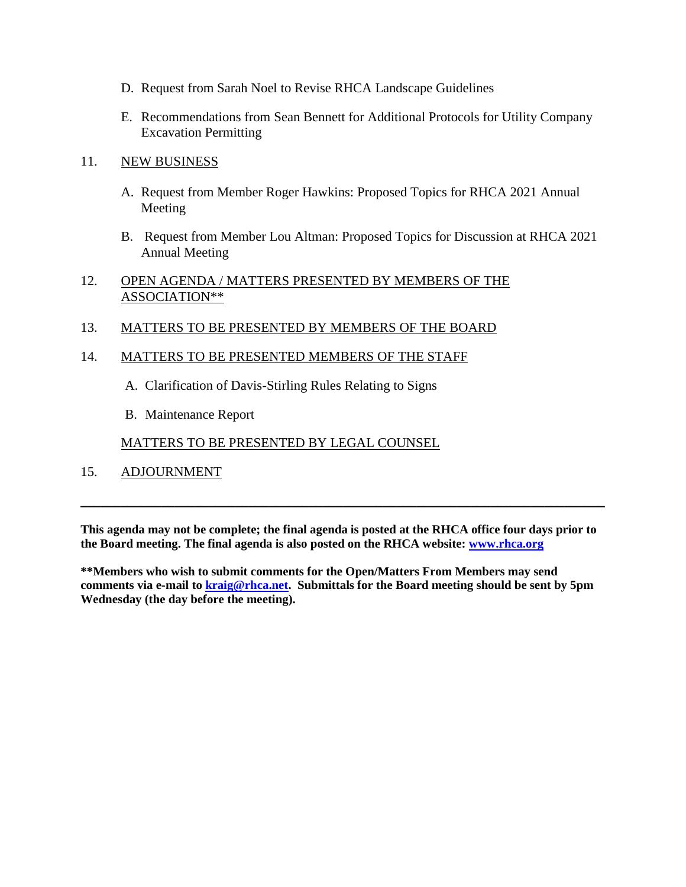D. Request from Sarah Noel to Revise RHCA Landscape Guidelines

E. Recommendations from Sean Bennett for Additional Protocols for Utility Company Excavation Permitting

11. NEW BUSINESS

A. Request from Member Roger Hawkins: Proposed Topics for RHCA 2021 Annual Meeting

B. Request from Member Lou Altman: Proposed Topics for Discussion at RHCA 2021 Annual Meeting

12. OPEN AGENDA / MATTERS PRESENTED BY MEMBERS OF THE ASSOCIATION**

13. MATTERS TO BE PRESENTED BY MEMBERS OF THE BOARD

14. MATTERS TO BE PRESENTED MEMBERS OF THE STAFF

A. Clarification of Davis-Stirling Rules Relating to Signs

B. Maintenance Report

MATTERS TO BE PRESENTED BY LEGAL COUNSEL

15. ADJOURNMENT

---

**This agenda may not be complete; the final agenda is posted at the RHCA office four days prior to the Board meeting. The final agenda is also posted on the RHCA website: www.rhca.org**

****Members who wish to submit comments for the Open/Matters From Members may send comments via e-mail to kraig@rhca.net. Submittals for the Board meeting should be sent by 5pm Wednesday (the day before the meeting).**